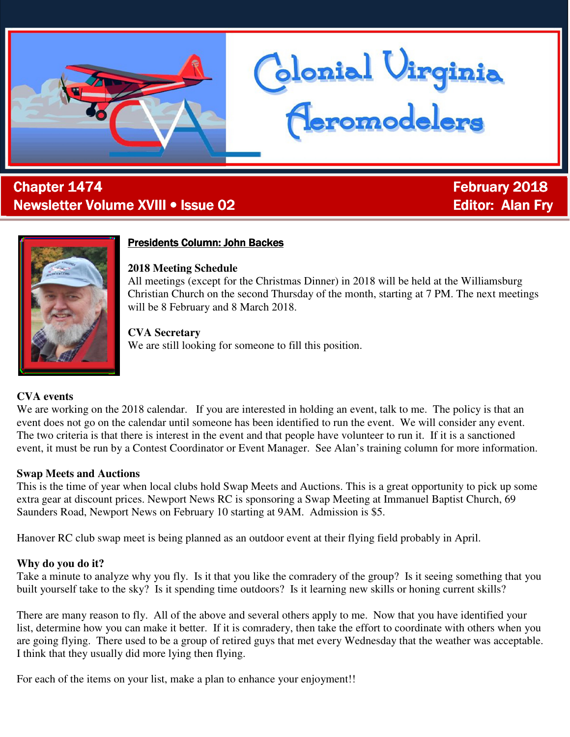# Colonial Virginia Aeromodelers

**Chapter 1474**
**Newsletter Volume XVIII • Issue 02**

**February 2018**
**Editor: Alan Fry**

## Presidents Column: John Backes

### 2018 Meeting Schedule

All meetings (except for the Christmas Dinner) in 2018 will be held at the Williamsburg Christian Church on the second Thursday of the month, starting at 7 PM. The next meetings will be 8 February and 8 March 2018.

### CVA Secretary

We are still looking for someone to fill this position.

### CVA events

We are working on the 2018 calendar. If you are interested in holding an event, talk to me. The policy is that an event does not go on the calendar until someone has been identified to run the event. We will consider any event. The two criteria is that there is interest in the event and that people have volunteer to run it. If it is a sanctioned event, it must be run by a Contest Coordinator or Event Manager. See Alan's training column for more information.

### Swap Meets and Auctions

This is the time of year when local clubs hold Swap Meets and Auctions. This is a great opportunity to pick up some extra gear at discount prices. Newport News RC is sponsoring a Swap Meeting at Immanuel Baptist Church, 69 Saunders Road, Newport News on February 10 starting at 9AM. Admission is $5.

Hanover RC club swap meet is being planned as an outdoor event at their flying field probably in April.

### Why do you do it?

Take a minute to analyze why you fly. Is it that you like the comradery of the group? Is it seeing something that you built yourself take to the sky? Is it spending time outdoors? Is it learning new skills or honing current skills?

There are many reason to fly. All of the above and several others apply to me. Now that you have identified your list, determine how you can make it better. If it is comradery, then take the effort to coordinate with others when you are going flying. There used to be a group of retired guys that met every Wednesday that the weather was acceptable. I think that they usually did more lying then flying.

For each of the items on your list, make a plan to enhance your enjoyment!!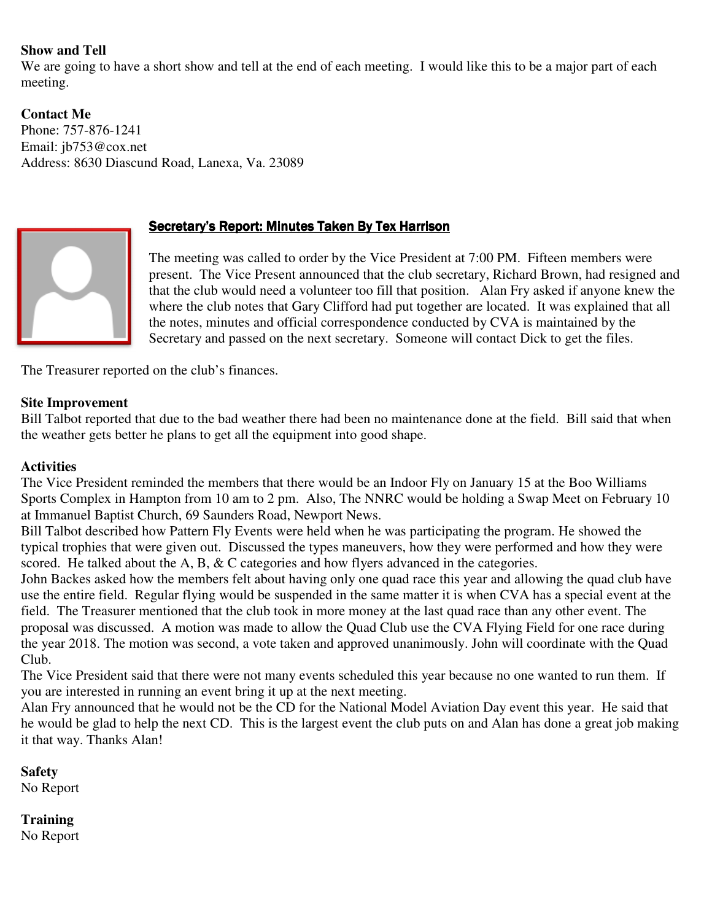**Show and Tell**
We are going to have a short show and tell at the end of each meeting. I would like this to be a major part of each meeting.

**Contact Me**
Phone: 757-876-1241
Email: jb753@cox.net
Address: 8630 Diascund Road, Lanexa, Va. 23089

## Secretary's Report: Minutes Taken By Tex Harrison

The meeting was called to order by the Vice President at 7:00 PM. Fifteen members were present. The Vice Present announced that the club secretary, Richard Brown, had resigned and that the club would need a volunteer too fill that position. Alan Fry asked if anyone knew the where the club notes that Gary Clifford had put together are located. It was explained that all the notes, minutes and official correspondence conducted by CVA is maintained by the Secretary and passed on the next secretary. Someone will contact Dick to get the files.

The Treasurer reported on the club's finances.

**Site Improvement**
Bill Talbot reported that due to the bad weather there had been no maintenance done at the field. Bill said that when the weather gets better he plans to get all the equipment into good shape.

**Activities**
The Vice President reminded the members that there would be an Indoor Fly on January 15 at the Boo Williams Sports Complex in Hampton from 10 am to 2 pm. Also, The NNRC would be holding a Swap Meet on February 10 at Immanuel Baptist Church, 69 Saunders Road, Newport News.
Bill Talbot described how Pattern Fly Events were held when he was participating the program. He showed the typical trophies that were given out. Discussed the types maneuvers, how they were performed and how they were scored. He talked about the A, B, & C categories and how flyers advanced in the categories.
John Backes asked how the members felt about having only one quad race this year and allowing the quad club have use the entire field. Regular flying would be suspended in the same matter it is when CVA has a special event at the field. The Treasurer mentioned that the club took in more money at the last quad race than any other event. The proposal was discussed. A motion was made to allow the Quad Club use the CVA Flying Field for one race during the year 2018. The motion was second, a vote taken and approved unanimously. John will coordinate with the Quad Club.
The Vice President said that there were not many events scheduled this year because no one wanted to run them. If you are interested in running an event bring it up at the next meeting.
Alan Fry announced that he would not be the CD for the National Model Aviation Day event this year. He said that he would be glad to help the next CD. This is the largest event the club puts on and Alan has done a great job making it that way. Thanks Alan!

**Safety**
No Report

**Training**
No Report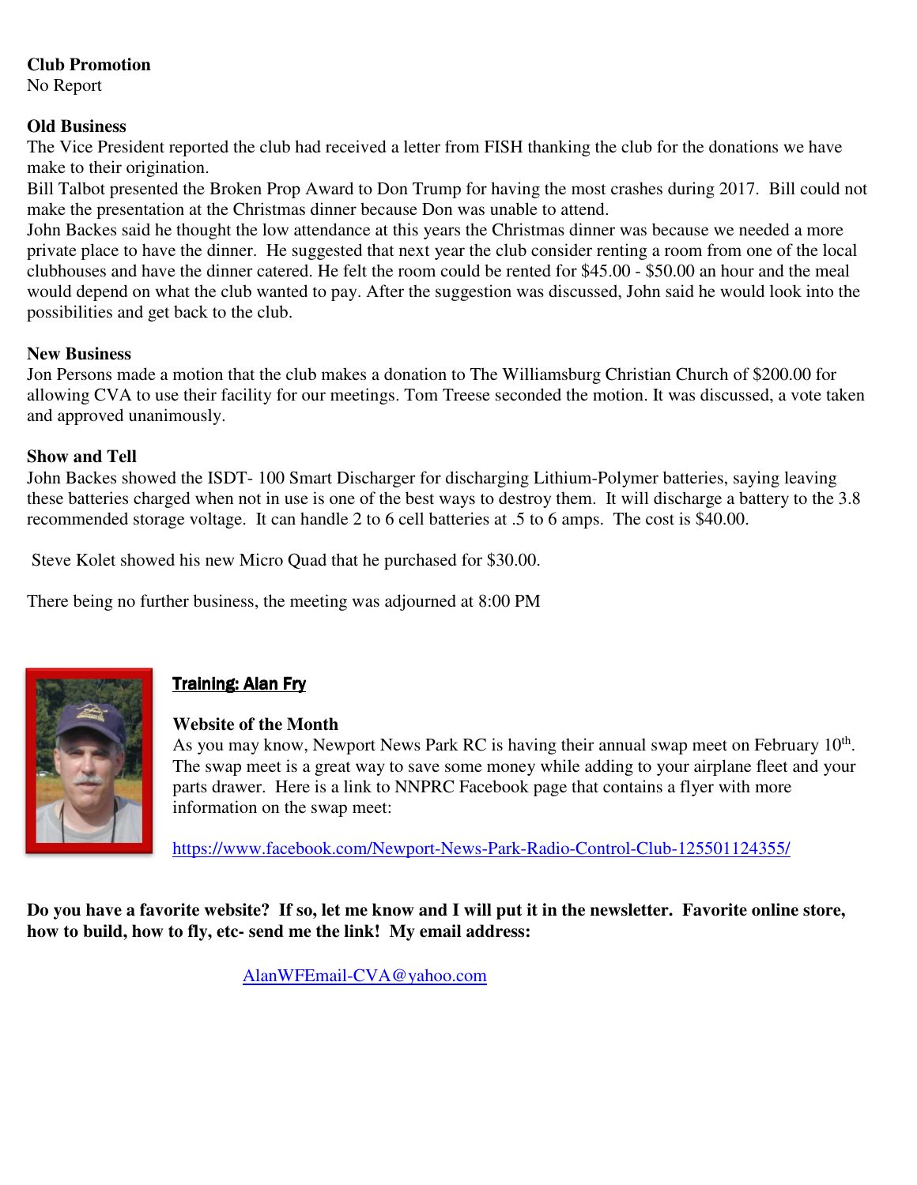**Club Promotion**
No Report

**Old Business**
The Vice President reported the club had received a letter from FISH thanking the club for the donations we have make to their origination.
Bill Talbot presented the Broken Prop Award to Don Trump for having the most crashes during 2017. Bill could not make the presentation at the Christmas dinner because Don was unable to attend.
John Backes said he thought the low attendance at this years the Christmas dinner was because we needed a more private place to have the dinner. He suggested that next year the club consider renting a room from one of the local clubhouses and have the dinner catered. He felt the room could be rented for $45.00 - $50.00 an hour and the meal would depend on what the club wanted to pay. After the suggestion was discussed, John said he would look into the possibilities and get back to the club.

**New Business**
Jon Persons made a motion that the club makes a donation to The Williamsburg Christian Church of $200.00 for allowing CVA to use their facility for our meetings. Tom Treese seconded the motion. It was discussed, a vote taken and approved unanimously.

**Show and Tell**
John Backes showed the ISDT- 100 Smart Discharger for discharging Lithium-Polymer batteries, saying leaving these batteries charged when not in use is one of the best ways to destroy them. It will discharge a battery to the 3.8 recommended storage voltage. It can handle 2 to 6 cell batteries at .5 to 6 amps. The cost is $40.00.

Steve Kolet showed his new Micro Quad that he purchased for $30.00.

There being no further business, the meeting was adjourned at 8:00 PM

**Training: Alan Fry**

**Website of the Month**
As you may know, Newport News Park RC is having their annual swap meet on February 10th. The swap meet is a great way to save some money while adding to your airplane fleet and your parts drawer. Here is a link to NNPRC Facebook page that contains a flyer with more information on the swap meet:

https://www.facebook.com/Newport-News-Park-Radio-Control-Club-125501124355/

**Do you have a favorite website? If so, let me know and I will put it in the newsletter. Favorite online store, how to build, how to fly, etc- send me the link! My email address:**

AlanWFEmail-CVA@yahoo.com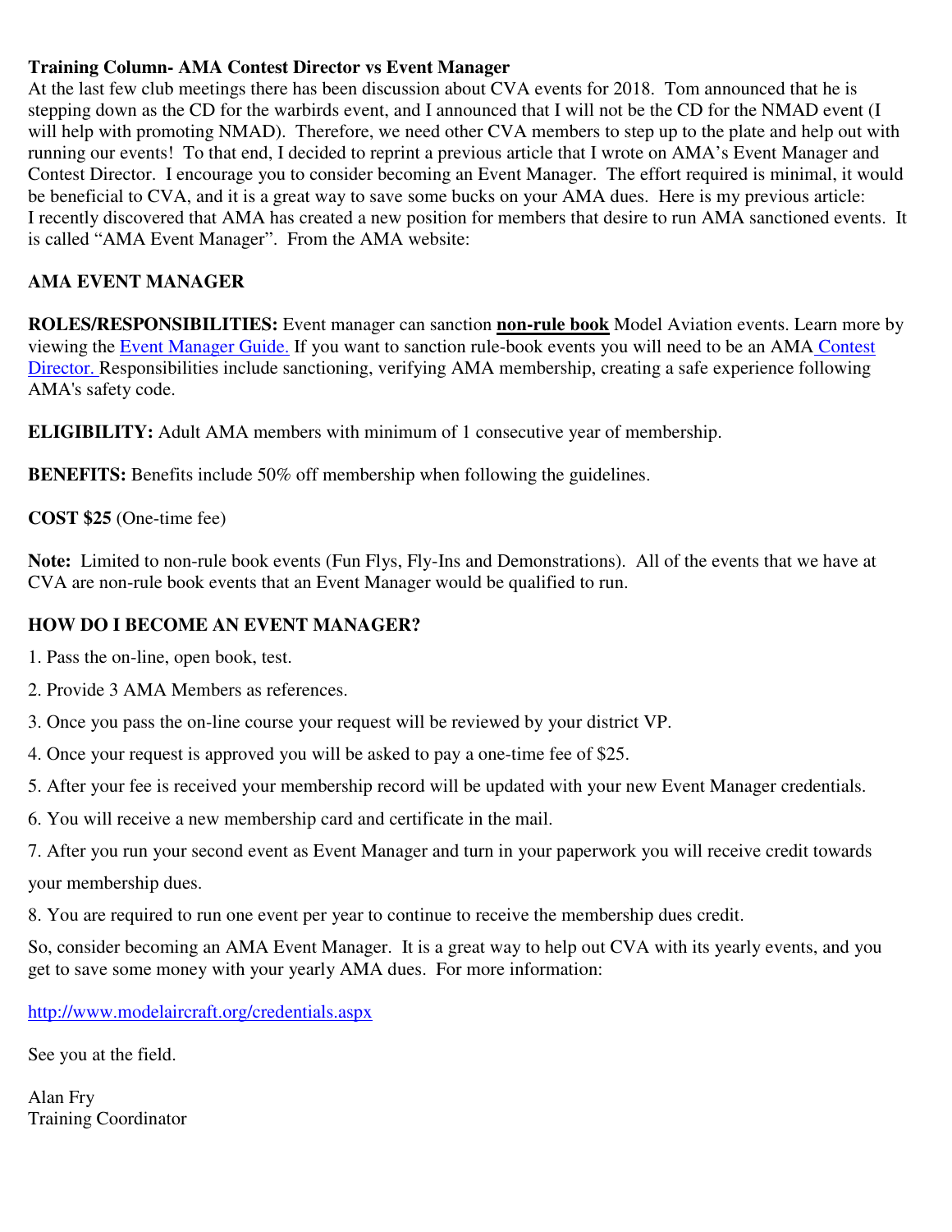**Training Column- AMA Contest Director vs Event Manager**

At the last few club meetings there has been discussion about CVA events for 2018. Tom announced that he is stepping down as the CD for the warbirds event, and I announced that I will not be the CD for the NMAD event (I will help with promoting NMAD). Therefore, we need other CVA members to step up to the plate and help out with running our events! To that end, I decided to reprint a previous article that I wrote on AMA's Event Manager and Contest Director. I encourage you to consider becoming an Event Manager. The effort required is minimal, it would be beneficial to CVA, and it is a great way to save some bucks on your AMA dues. Here is my previous article:

I recently discovered that AMA has created a new position for members that desire to run AMA sanctioned events. It is called "AMA Event Manager". From the AMA website:

**AMA EVENT MANAGER**

**ROLES/RESPONSIBILITIES:** Event manager can sanction **non-rule book** Model Aviation events. Learn more by viewing the Event Manager Guide. If you want to sanction rule-book events you will need to be an AMA Contest Director. Responsibilities include sanctioning, verifying AMA membership, creating a safe experience following AMA's safety code.

**ELIGIBILITY:** Adult AMA members with minimum of 1 consecutive year of membership.

**BENEFITS:** Benefits include 50% off membership when following the guidelines.

**COST $25** (One-time fee)

**Note:** Limited to non-rule book events (Fun Flys, Fly-Ins and Demonstrations). All of the events that we have at CVA are non-rule book events that an Event Manager would be qualified to run.

**HOW DO I BECOME AN EVENT MANAGER?**

1. Pass the on-line, open book, test.
2. Provide 3 AMA Members as references.
3. Once you pass the on-line course your request will be reviewed by your district VP.
4. Once your request is approved you will be asked to pay a one-time fee of $25.
5. After your fee is received your membership record will be updated with your new Event Manager credentials.
6. You will receive a new membership card and certificate in the mail.
7. After you run your second event as Event Manager and turn in your paperwork you will receive credit towards your membership dues.
8. You are required to run one event per year to continue to receive the membership dues credit.

So, consider becoming an AMA Event Manager. It is a great way to help out CVA with its yearly events, and you get to save some money with your yearly AMA dues. For more information:

http://www.modelaircraft.org/credentials.aspx

See you at the field.

Alan Fry
Training Coordinator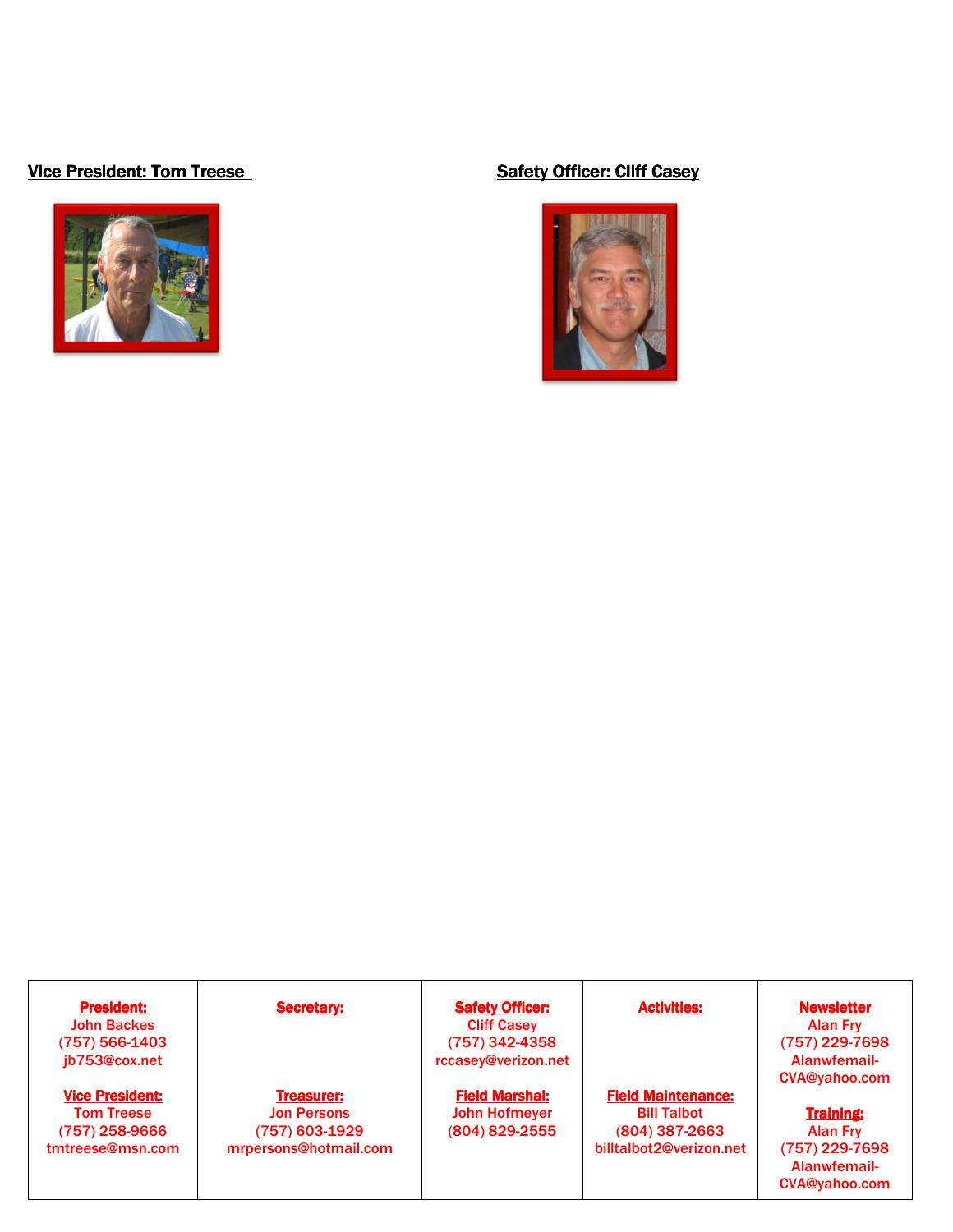**Vice President: Tom Treese**

**Safety Officer: Cliff Casey**

| | | | | |
|---|---|---|---|---|
| **President:**<br>John Backes<br>(757) 566-1403<br>jb753@cox.net<br><br>**Vice President:**<br>Tom Treese<br>(757) 258-9666<br>tmtreese@msn.com | **Secretary:**<br><br><br><br><br>**Treasurer:**<br>Jon Persons<br>(757) 603-1929<br>mrpersons@hotmail.com | **Safety Officer:**<br>Cliff Casey<br>(757) 342-4358<br>rccasey@verizon.net<br><br>**Field Marshal:**<br>John Hofmeyer<br>(804) 829-2555 | **Activities:**<br><br><br><br><br>**Field Maintenance:**<br>Bill Talbot<br>(804) 387-2663<br>billtalbot2@verizon.net | **Newsletter**<br>Alan Fry<br>(757) 229-7698<br>Alanwfemail-CVA@yahoo.com<br><br>**Training:**<br>Alan Fry<br>(757) 229-7698<br>Alanwfemail-CVA@yahoo.com |